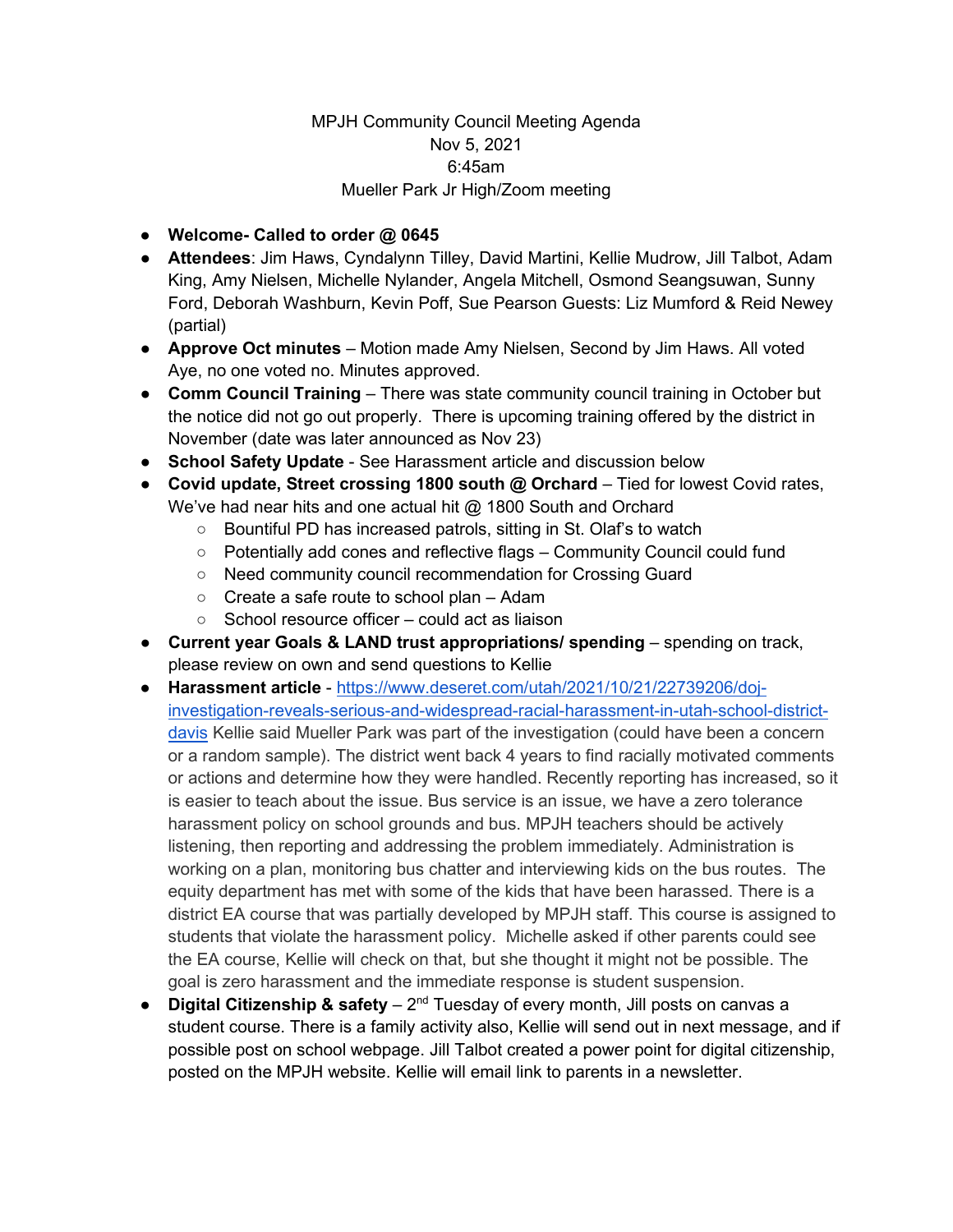MPJH Community Council Meeting Agenda
Nov 5, 2021
6:45am
Mueller Park Jr High/Zoom meeting

- **Welcome- Called to order @ 0645**
- **Attendees**: Jim Haws, Cyndalynn Tilley, David Martini, Kellie Mudrow, Jill Talbot, Adam King, Amy Nielsen, Michelle Nylander, Angela Mitchell, Osmond Seangsuwan, Sunny Ford, Deborah Washburn, Kevin Poff, Sue Pearson Guests: Liz Mumford & Reid Newey (partial)
- **Approve Oct minutes** – Motion made Amy Nielsen, Second by Jim Haws. All voted Aye, no one voted no. Minutes approved.
- **Comm Council Training** – There was state community council training in October but the notice did not go out properly. There is upcoming training offered by the district in November (date was later announced as Nov 23)
- **School Safety Update** - See Harassment article and discussion below
- **Covid update, Street crossing 1800 south @ Orchard** – Tied for lowest Covid rates, We've had near hits and one actual hit @ 1800 South and Orchard
  - Bountiful PD has increased patrols, sitting in St. Olaf's to watch
  - Potentially add cones and reflective flags – Community Council could fund
  - Need community council recommendation for Crossing Guard
  - Create a safe route to school plan – Adam
  - School resource officer – could act as liaison
- **Current year Goals & LAND trust appropriations/ spending** – spending on track, please review on own and send questions to Kellie
- **Harassment article** - https://www.deseret.com/utah/2021/10/21/22739206/doj-investigation-reveals-serious-and-widespread-racial-harassment-in-utah-school-district-davis Kellie said Mueller Park was part of the investigation (could have been a concern or a random sample). The district went back 4 years to find racially motivated comments or actions and determine how they were handled. Recently reporting has increased, so it is easier to teach about the issue. Bus service is an issue, we have a zero tolerance harassment policy on school grounds and bus. MPJH teachers should be actively listening, then reporting and addressing the problem immediately. Administration is working on a plan, monitoring bus chatter and interviewing kids on the bus routes. The equity department has met with some of the kids that have been harassed. There is a district EA course that was partially developed by MPJH staff. This course is assigned to students that violate the harassment policy. Michelle asked if other parents could see the EA course, Kellie will check on that, but she thought it might not be possible. The goal is zero harassment and the immediate response is student suspension.
- **Digital Citizenship & safety** – 2nd Tuesday of every month, Jill posts on canvas a student course. There is a family activity also, Kellie will send out in next message, and if possible post on school webpage. Jill Talbot created a power point for digital citizenship, posted on the MPJH website. Kellie will email link to parents in a newsletter.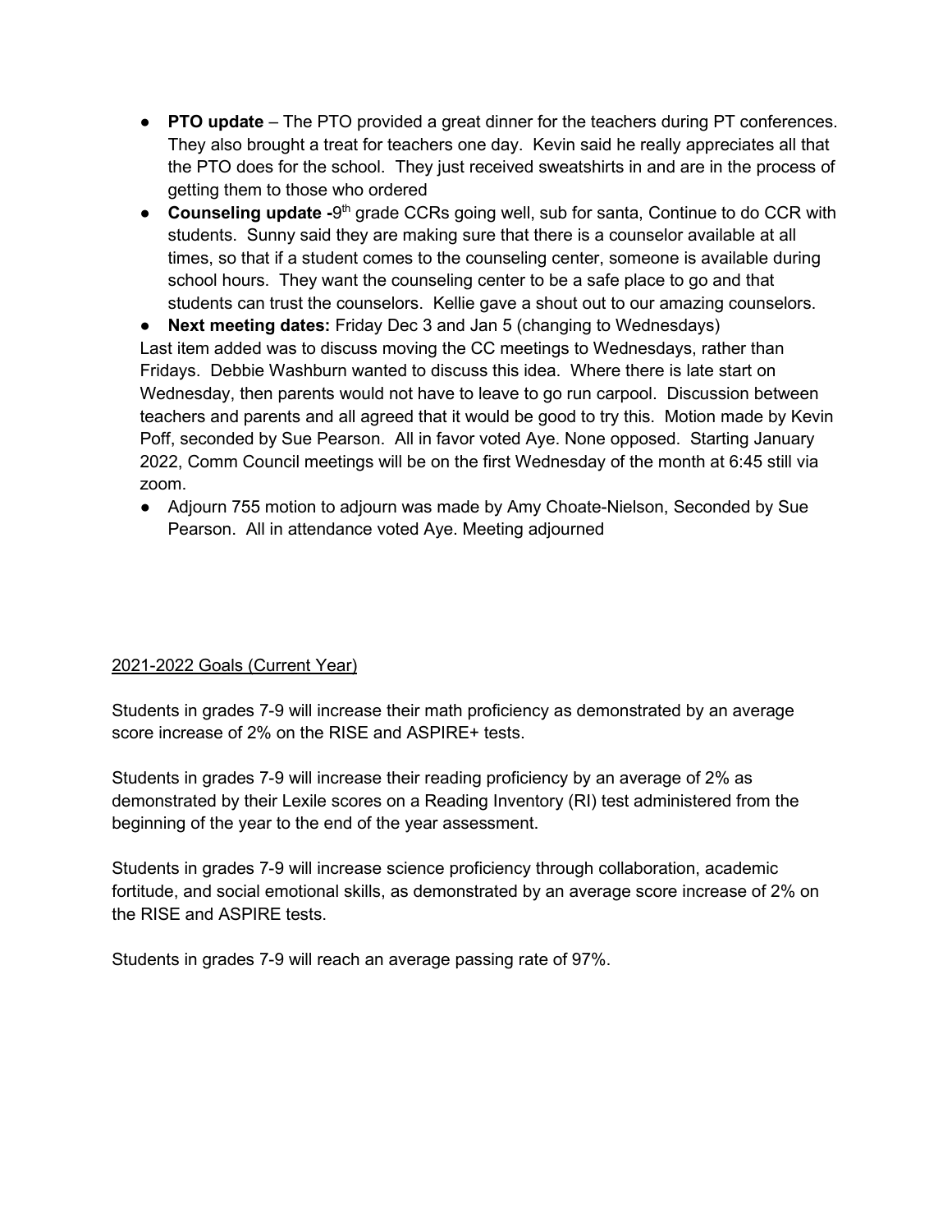- **PTO update** – The PTO provided a great dinner for the teachers during PT conferences. They also brought a treat for teachers one day. Kevin said he really appreciates all that the PTO does for the school. They just received sweatshirts in and are in the process of getting them to those who ordered
- **Counseling update -**9th grade CCRs going well, sub for santa, Continue to do CCR with students. Sunny said they are making sure that there is a counselor available at all times, so that if a student comes to the counseling center, someone is available during school hours. They want the counseling center to be a safe place to go and that students can trust the counselors. Kellie gave a shout out to our amazing counselors.
- **Next meeting dates:** Friday Dec 3 and Jan 5 (changing to Wednesdays)

Last item added was to discuss moving the CC meetings to Wednesdays, rather than Fridays. Debbie Washburn wanted to discuss this idea. Where there is late start on Wednesday, then parents would not have to leave to go run carpool. Discussion between teachers and parents and all agreed that it would be good to try this. Motion made by Kevin Poff, seconded by Sue Pearson. All in favor voted Aye. None opposed. Starting January 2022, Comm Council meetings will be on the first Wednesday of the month at 6:45 still via zoom.

- Adjourn 755 motion to adjourn was made by Amy Choate-Nielson, Seconded by Sue Pearson. All in attendance voted Aye. Meeting adjourned

<u>2021-2022 Goals (Current Year)</u>

Students in grades 7-9 will increase their math proficiency as demonstrated by an average score increase of 2% on the RISE and ASPIRE+ tests.

Students in grades 7-9 will increase their reading proficiency by an average of 2% as demonstrated by their Lexile scores on a Reading Inventory (RI) test administered from the beginning of the year to the end of the year assessment.

Students in grades 7-9 will increase science proficiency through collaboration, academic fortitude, and social emotional skills, as demonstrated by an average score increase of 2% on the RISE and ASPIRE tests.

Students in grades 7-9 will reach an average passing rate of 97%.